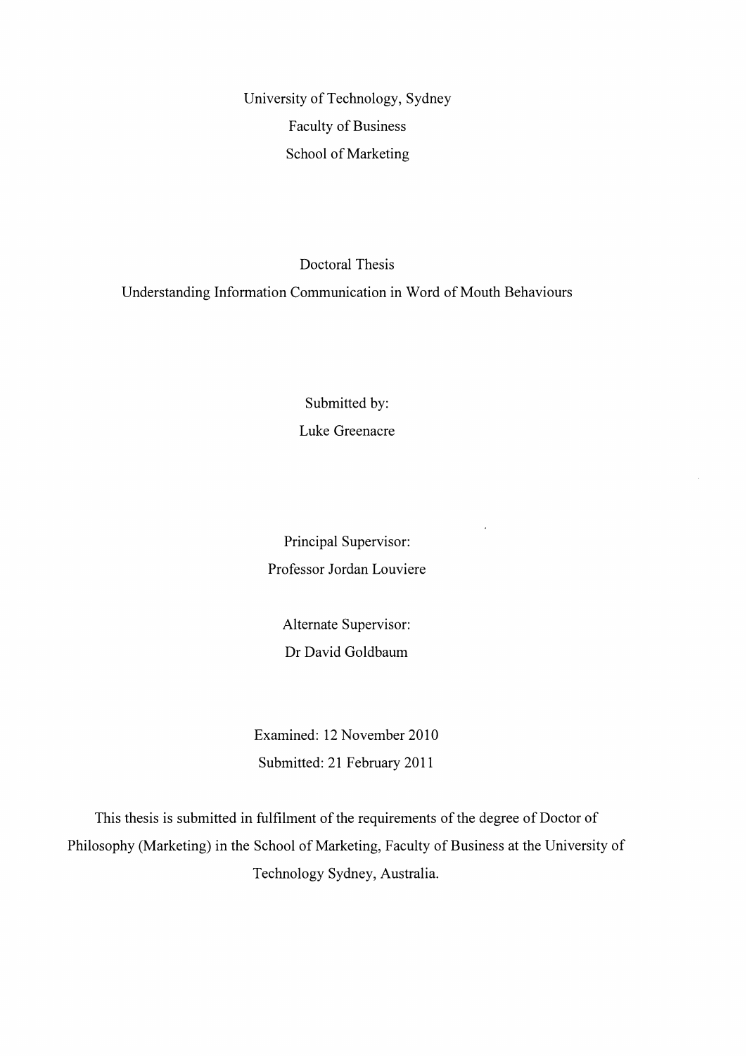University of Technology, Sydney

Faculty of Business

School of Marketing

Doctoral Thesis

# Understanding Information Communication in Word of Mouth Behaviours

Submitted by:

Luke Greenacre

Principal Supervisor:

Professor Jordan Louviere

Alternate Supervisor:

Dr David Goldbaum

Examined: 12 November 2010

Submitted: 21 February 2011

This thesis is submitted in fulfilment of the requirements of the degree of Doctor of Philosophy (Marketing) in the School of Marketing, Faculty of Business at the University of Technology Sydney, Australia.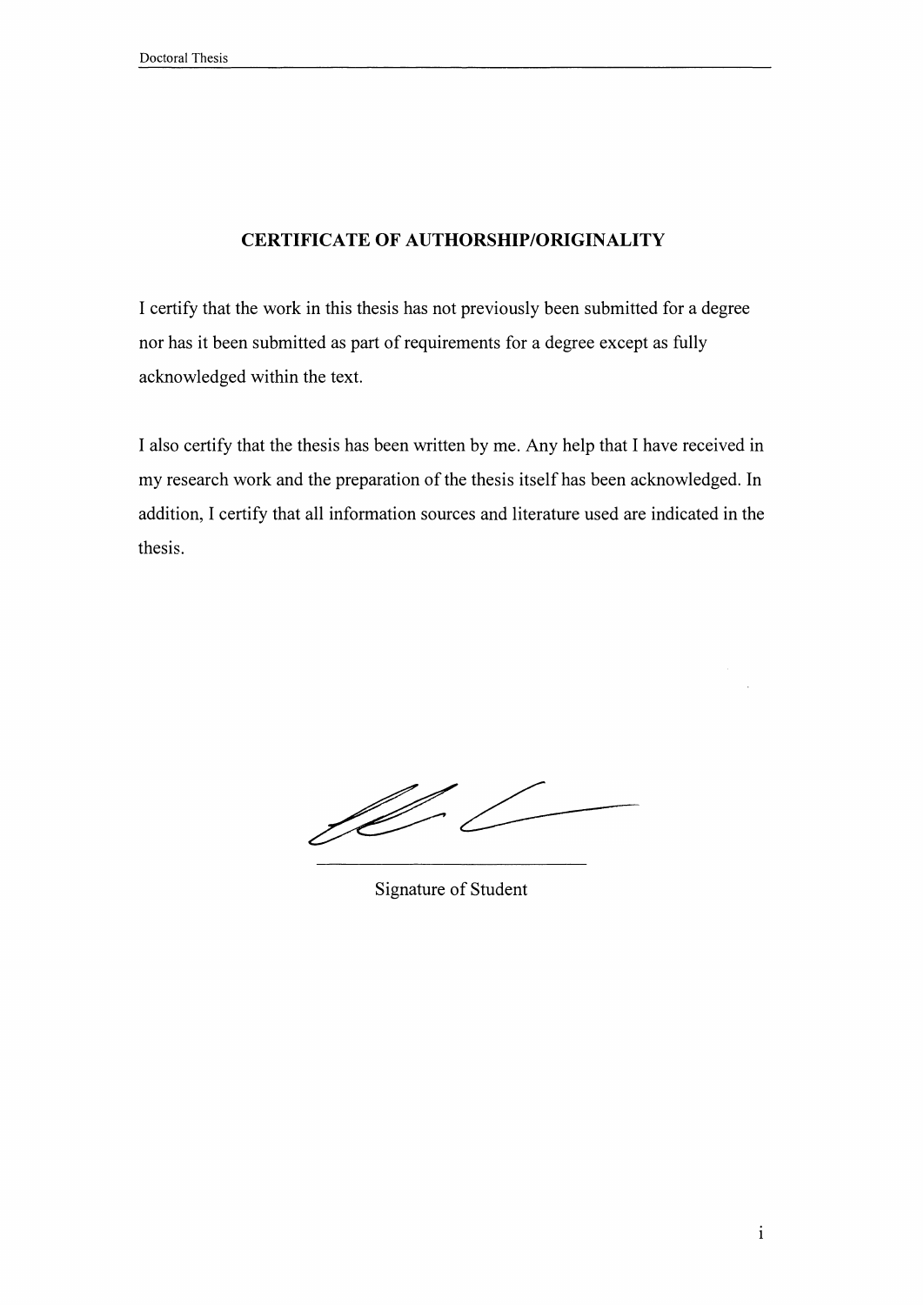## CERTIFICATE OF AUTHORSHIP/ORIGINALITY

I certify that the work in this thesis has not previously been submitted for a degree nor has it been submitted as part of requirements for a degree except as fully acknowledged within the text.

I also certify that the thesis has been written by me. Any help that I have received in my research work and the preparation of the thesis itself has been acknowledged. In addition, I certify that all information sources and literature used are indicated in the thesis.

Signature of Student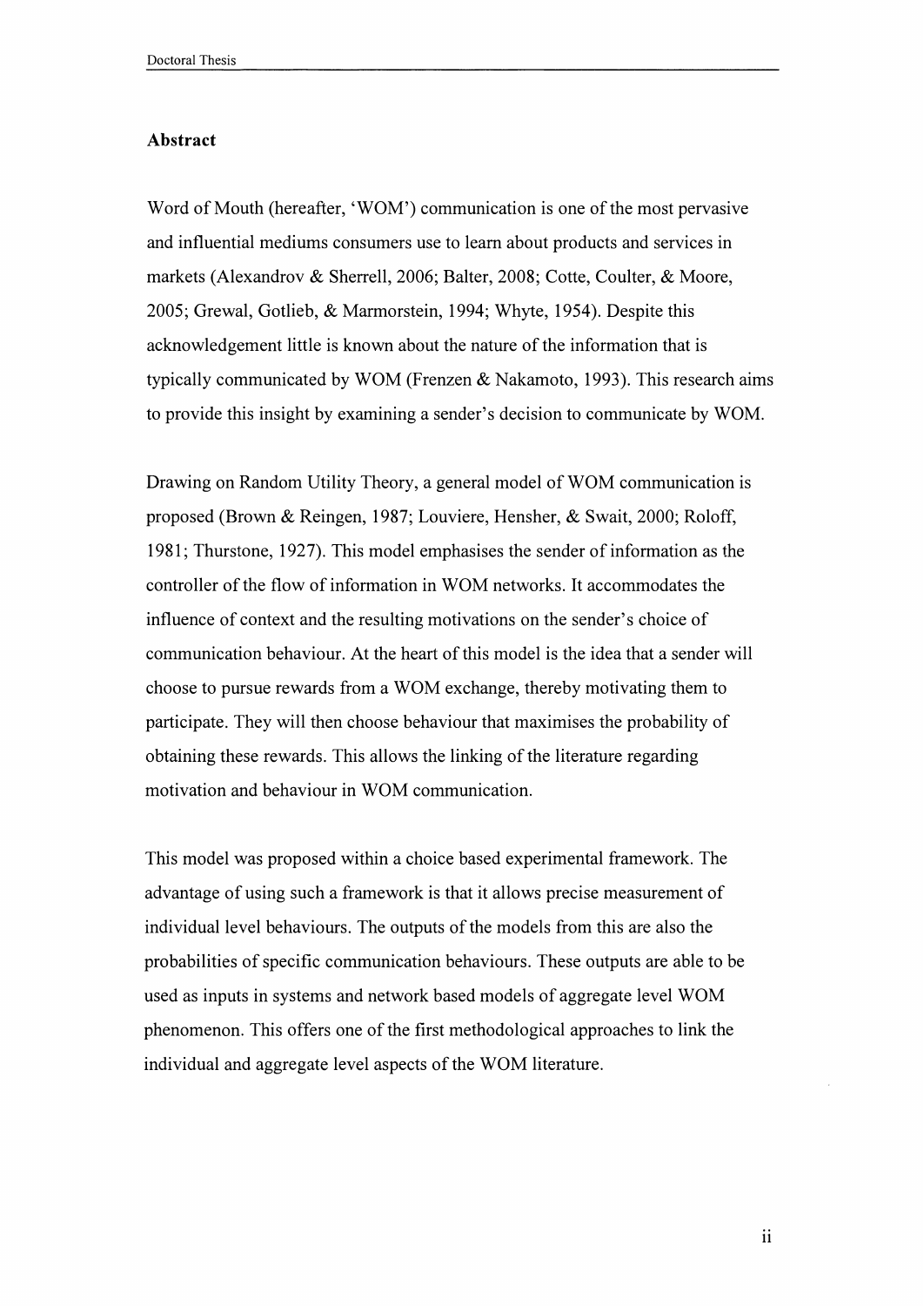### Abstract

Word of Mouth (hereafter, 'WOM') communication is one of the most pervasive and influential mediums consumers use to learn about products and services in markets (Alexandrov & Sherrell, 2006; Balter, 2008; Cotte, Coulter, & Moore, 2005; Grewal, Gotlieb, & Marmorstein, 1994; Whyte, 1954). Despite this acknowledgement little is known about the nature of the information that is typically communicated by WOM (Frenzen & Nakamoto, 1993). This research aims to provide this insight by examining a sender's decision to communicate by WOM.

Drawing on Random Utility Theory, a general model of WOM communication is proposed (Brown & Reingen, 1987; Louviere, Hensher, & Swait, 2000; Roloff, 1981; Thurstone, 1927). This model emphasises the sender of information as the controller of the flow of information in WOM networks. It accommodates the influence of context and the resulting motivations on the sender's choice of communication behaviour. At the heart of this model is the idea that a sender will choose to pursue rewards from a WOM exchange, thereby motivating them to participate. They will then choose behaviour that maximises the probability of obtaining these rewards. This allows the linking of the literature regarding motivation and behaviour in WOM communication.

This model was proposed within a choice based experimental framework. The advantage of using such a framework is that it allows precise measurement of individual level behaviours. The outputs of the models from this are also the probabilities of specific communication behaviours. These outputs are able to be used as inputs in systems and network based models of aggregate level WOM phenomenon. This offers one of the first methodological approaches to link the individual and aggregate level aspects of the WOM literature.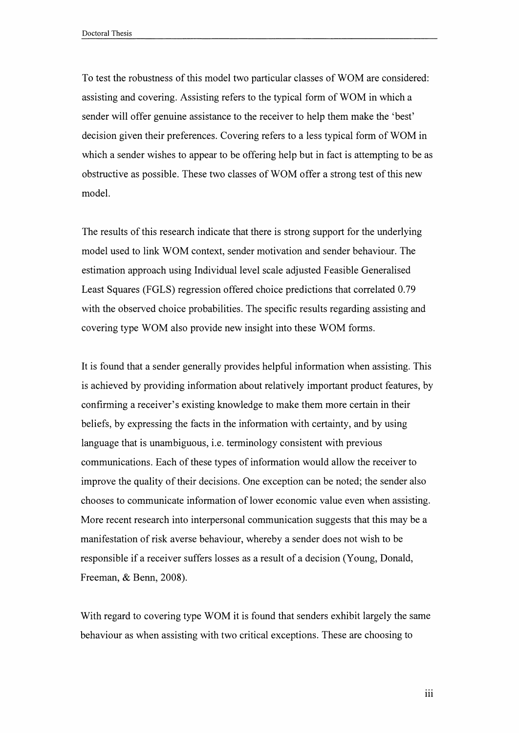To test the robustness of this model two particular classes of WOM are considered: assisting and covering. Assisting refers to the typical form of WOM in which a sender will offer genuine assistance to the receiver to help them make the 'best' decision given their preferences. Covering refers to a less typical form of WOM in which a sender wishes to appear to be offering help but in fact is attempting to be as obstructive as possible. These two classes of WOM offer a strong test of this new model.

The results of this research indicate that there is strong support for the underlying model used to link WOM context, sender motivation and sender behaviour. The estimation approach using Individual level scale adjusted Feasible Generalised Least Squares (FGLS) regression offered choice predictions that correlated 0.79 with the observed choice probabilities. The specific results regarding assisting and covering type WOM also provide new insight into these WOM forms.

It is found that a sender generally provides helpful information when assisting. This is achieved by providing information about relatively important product features, by confirming a receiver's existing knowledge to make them more certain in their beliefs, by expressing the facts in the information with certainty, and by using language that is unambiguous, i.e. terminology consistent with previous communications. Each of these types of information would allow the receiver to improve the quality of their decisions. One exception can be noted; the sender also chooses to communicate information of lower economic value even when assisting. More recent research into interpersonal communication suggests that this may be a manifestation of risk averse behaviour, whereby a sender does not wish to be responsible if a receiver suffers losses as a result of a decision (Young, Donald, Freeman, & Benn, 2008).

With regard to covering type WOM it is found that senders exhibit largely the same behaviour as when assisting with two critical exceptions. These are choosing to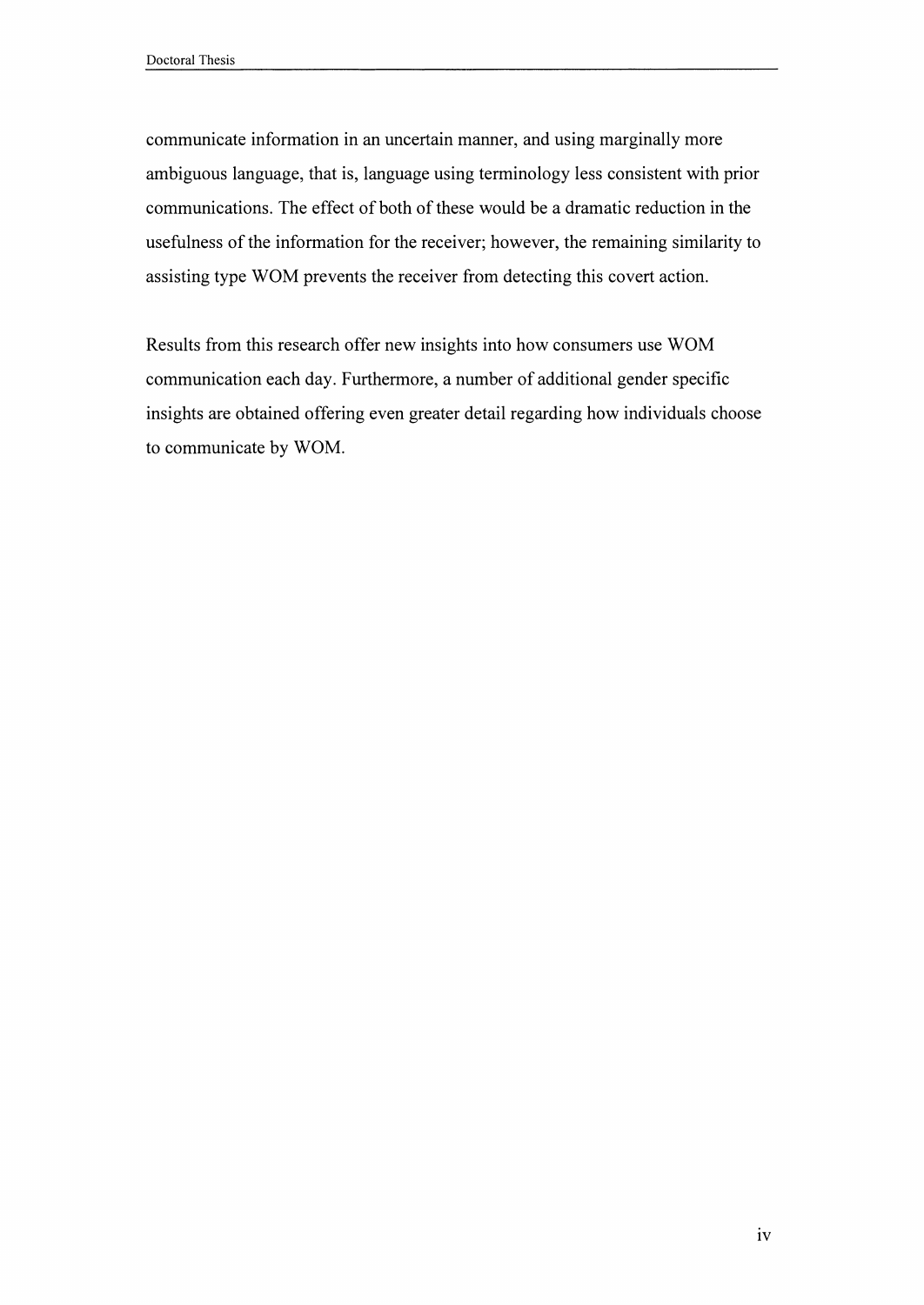communicate information in an uncertain manner, and using marginally more ambiguous language, that is, language using terminology less consistent with prior communications. The effect of both of these would be a dramatic reduction in the usefulness of the information for the receiver; however, the remaining similarity to assisting type WOM prevents the receiver from detecting this covert action.

Results from this research offer new insights into how consumers use WOM communication each day. Furthermore, a number of additional gender specific insights are obtained offering even greater detail regarding how individuals choose to communicate by WOM.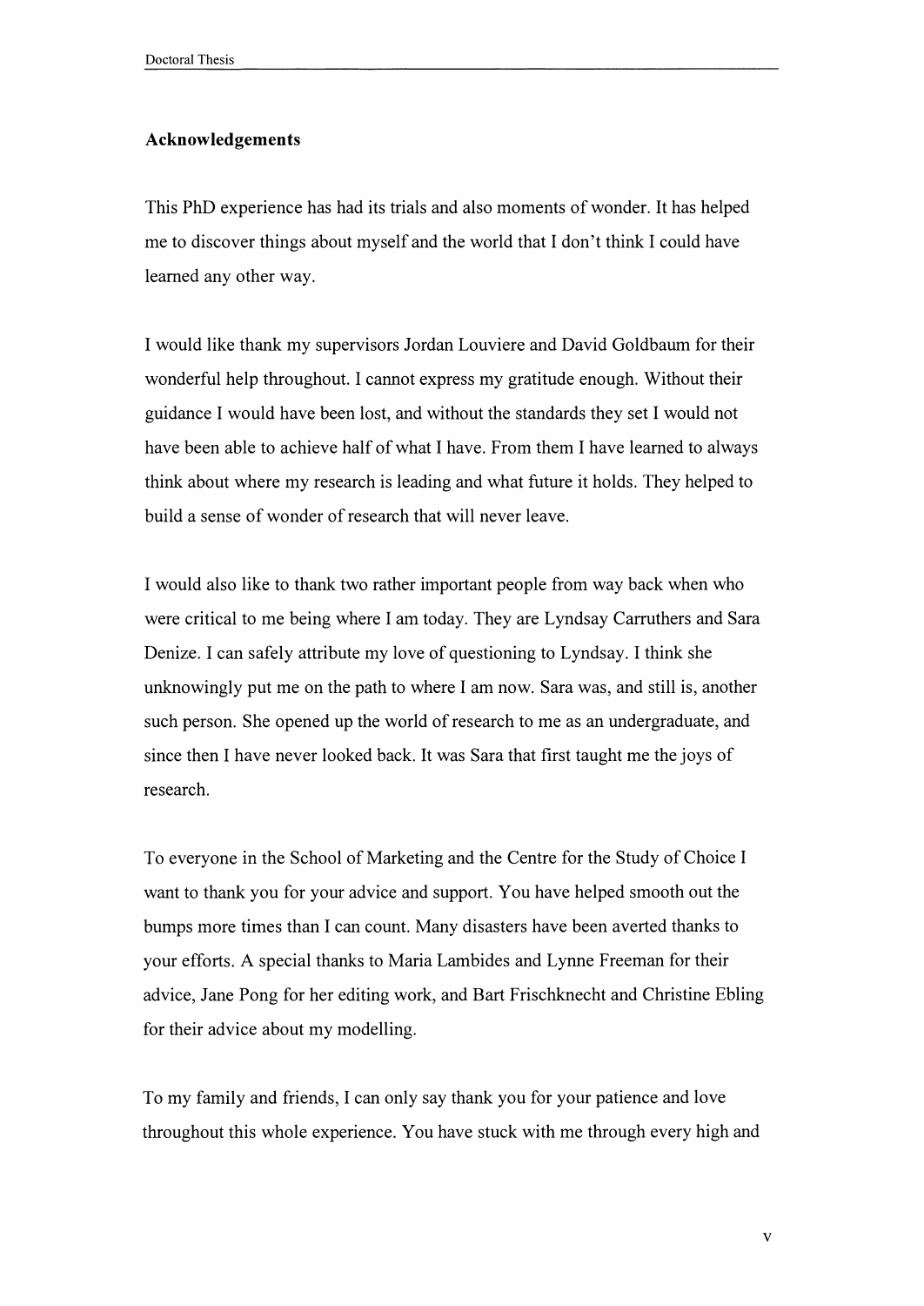## Acknowledgements

This PhD experience has had its trials and also moments of wonder. It has helped me to discover things about myself and the world that I don't think I could have learned any other way.

I would like thank my supervisors Jordan Louviere and David Goldbaum for their wonderful help throughout. I cannot express my gratitude enough. Without their guidance I would have been lost, and without the standards they set I would not have been able to achieve half of what I have. From them I have learned to always think about where my research is leading and what future it holds. They helped to build a sense of wonder of research that will never leave.

I would also like to thank two rather important people from way back when who were critical to me being where I am today. They are Lyndsay Carruthers and Sara Denize. I can safely attribute my love of questioning to Lyndsay. I think she unknowingly put me on the path to where I am now. Sara was, and still is, another such person. She opened up the world of research to me as an undergraduate, and since then I have never looked back. It was Sara that first taught me the joys of research.

To everyone in the School of Marketing and the Centre for the Study of Choice I want to thank you for your advice and support. You have helped smooth out the bumps more times than I can count. Many disasters have been averted thanks to your efforts. A special thanks to Maria Lambides and Lynne Freeman for their advice, Jane Pong for her editing work, and Bart Frischknecht and Christine Ebling for their advice about my modelling.

To my family and friends, I can only say thank you for your patience and love throughout this whole experience. You have stuck with me through every high and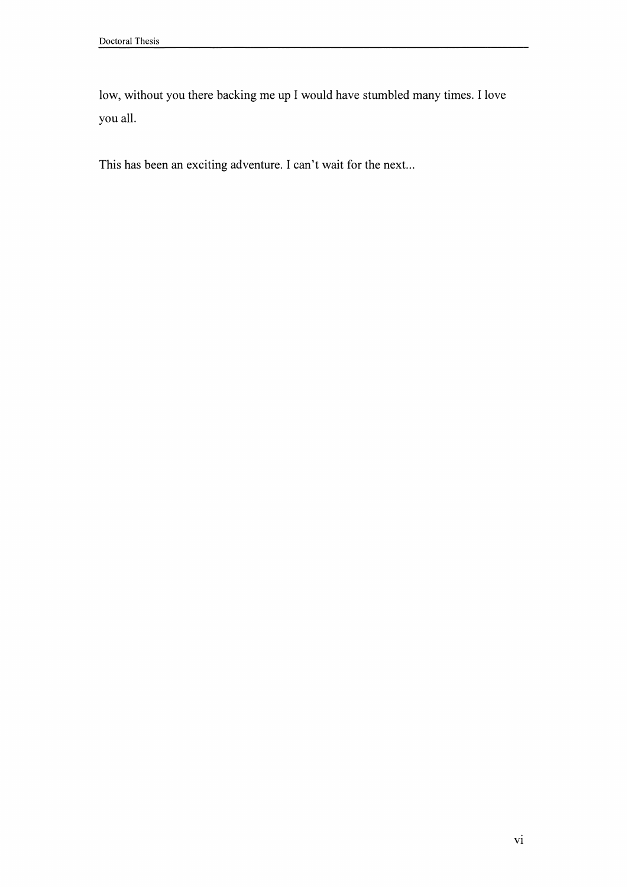low, without you there backing me up I would have stumbled many times. I love you all.

This has been an exciting adventure. I can't wait for the next...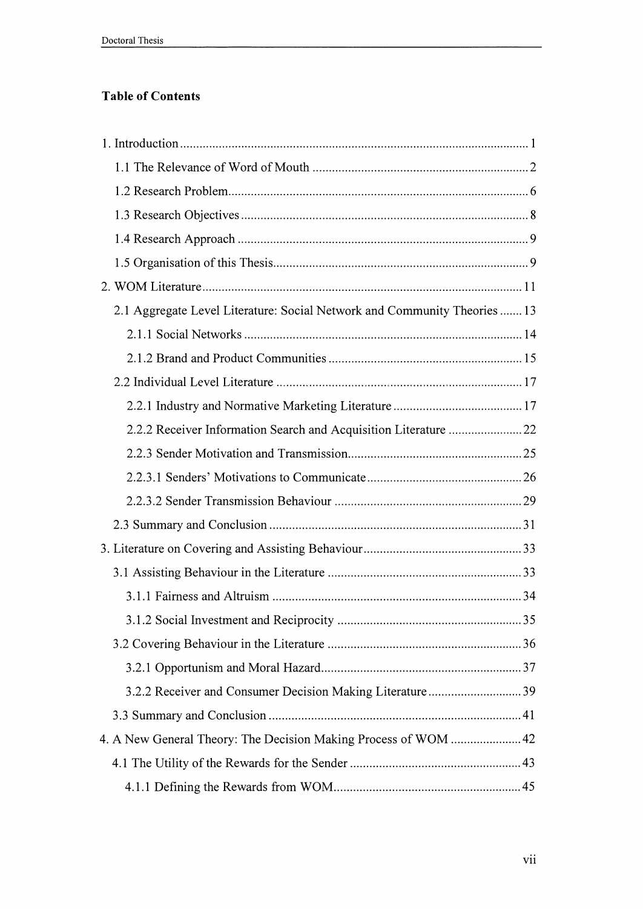## Table of Contents

1. Introduction ........................................................................................................ 1
   - 1.1 The Relevance of Word of Mouth .................................................................. 2
   - 1.2 Research Problem........................................................................................... 6
   - 1.3 Research Objectives ....................................................................................... 8
   - 1.4 Research Approach ........................................................................................ 9
   - 1.5 Organisation of this Thesis............................................................................. 9
2. WOM Literature................................................................................................. 11
   - 2.1 Aggregate Level Literature: Social Network and Community Theories ....... 13
     - 2.1.1 Social Networks ..................................................................................... 14
     - 2.1.2 Brand and Product Communities ........................................................... 15
   - 2.2 Individual Level Literature ........................................................................... 17
     - 2.2.1 Industry and Normative Marketing Literature ........................................ 17
     - 2.2.2 Receiver Information Search and Acquisition Literature ....................... 22
     - 2.2.3 Sender Motivation and Transmission...................................................... 25
     - 2.2.3.1 Senders' Motivations to Communicate................................................ 26
     - 2.2.3.2 Sender Transmission Behaviour .......................................................... 29
   - 2.3 Summary and Conclusion ............................................................................. 31
3. Literature on Covering and Assisting Behaviour................................................. 33
   - 3.1 Assisting Behaviour in the Literature ............................................................ 33
     - 3.1.1 Fairness and Altruism ............................................................................ 34
     - 3.1.2 Social Investment and Reciprocity ......................................................... 35
   - 3.2 Covering Behaviour in the Literature ............................................................ 36
     - 3.2.1 Opportunism and Moral Hazard............................................................. 37
     - 3.2.2 Receiver and Consumer Decision Making Literature............................. 39
   - 3.3 Summary and Conclusion ............................................................................. 41
4. A New General Theory: The Decision Making Process of WOM ...................... 42
   - 4.1 The Utility of the Rewards for the Sender .................................................... 43
     - 4.1.1 Defining the Rewards from WOM.......................................................... 45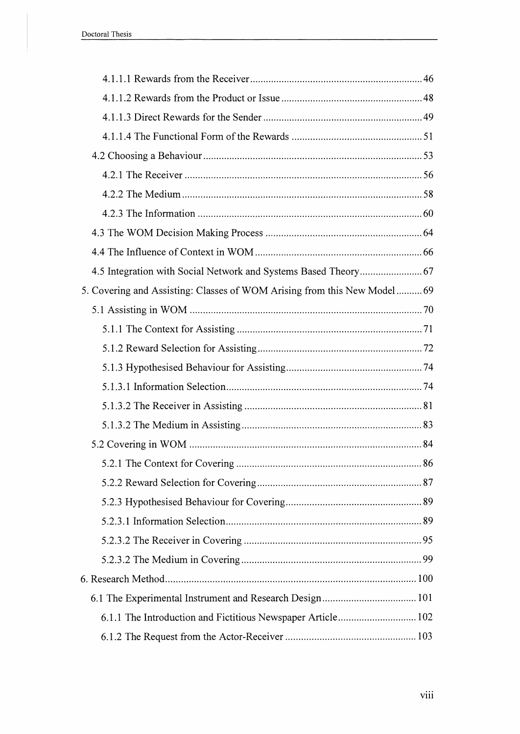4.1.1.1 Rewards from the Receiver .................................................................. 46

4.1.1.2 Rewards from the Product or Issue ...................................................... 48

4.1.1.3 Direct Rewards for the Sender ............................................................ 49

4.1.1.4 The Functional Form of the Rewards .................................................. 51

4.2 Choosing a Behaviour .................................................................................... 53

4.2.1 The Receiver ........................................................................................... 56

4.2.2 The Medium ............................................................................................ 58

4.2.3 The Information ...................................................................................... 60

4.3 The WOM Decision Making Process ............................................................ 64

4.4 The Influence of Context in WOM ................................................................ 66

4.5 Integration with Social Network and Systems Based Theory ........................ 67

5. Covering and Assisting: Classes of WOM Arising from this New Model .......... 69

5.1 Assisting in WOM ......................................................................................... 70

5.1.1 The Context for Assisting ....................................................................... 71

5.1.2 Reward Selection for Assisting ............................................................... 72

5.1.3 Hypothesised Behaviour for Assisting .................................................... 74

5.1.3.1 Information Selection ........................................................................... 74

5.1.3.2 The Receiver in Assisting .................................................................... 81

5.1.3.2 The Medium in Assisting ..................................................................... 83

5.2 Covering in WOM ......................................................................................... 84

5.2.1 The Context for Covering ....................................................................... 86

5.2.2 Reward Selection for Covering ............................................................... 87

5.2.3 Hypothesised Behaviour for Covering .................................................... 89

5.2.3.1 Information Selection ........................................................................... 89

5.2.3.2 The Receiver in Covering .................................................................... 95

5.2.3.2 The Medium in Covering ..................................................................... 99

6. Research Method ................................................................................................ 100

6.1 The Experimental Instrument and Research Design .................................... 101

6.1.1 The Introduction and Fictitious Newspaper Article .............................. 102

6.1.2 The Request from the Actor-Receiver .................................................. 103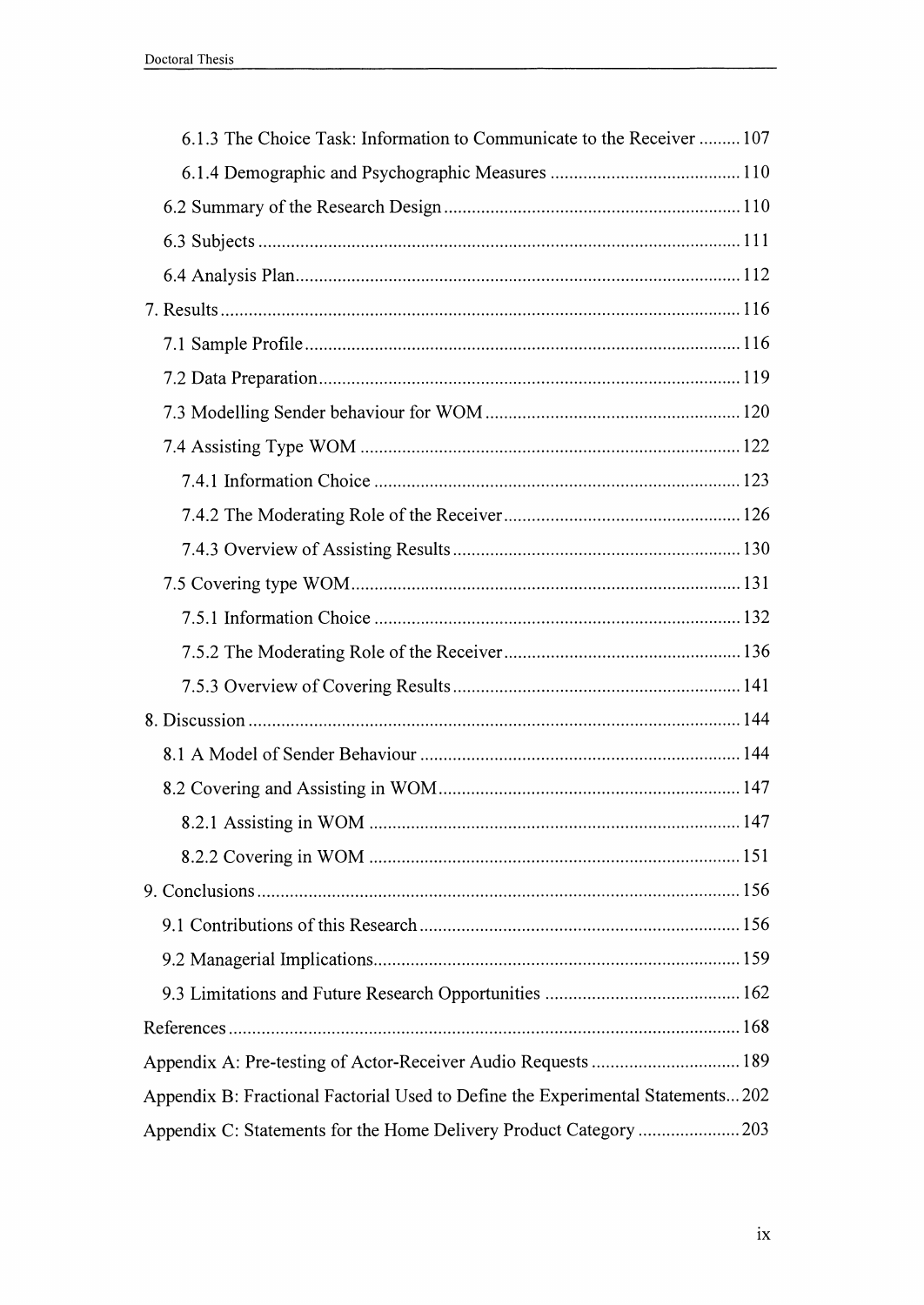6.1.3 The Choice Task: Information to Communicate to the Receiver ......... 107

6.1.4 Demographic and Psychographic Measures ......................................... 110

6.2 Summary of the Research Design ................................................................ 110

6.3 Subjects ....................................................................................................... 111

6.4 Analysis Plan ............................................................................................... 112

7. Results ............................................................................................................... 116

7.1 Sample Profile ............................................................................................. 116

7.2 Data Preparation .......................................................................................... 119

7.3 Modelling Sender behaviour for WOM ....................................................... 120

7.4 Assisting Type WOM .................................................................................. 122

7.4.1 Information Choice ............................................................................... 123

7.4.2 The Moderating Role of the Receiver ................................................... 126

7.4.3 Overview of Assisting Results .............................................................. 130

7.5 Covering type WOM .................................................................................... 131

7.5.1 Information Choice ............................................................................... 132

7.5.2 The Moderating Role of the Receiver ................................................... 136

7.5.3 Overview of Covering Results .............................................................. 141

8. Discussion .......................................................................................................... 144

8.1 A Model of Sender Behaviour ..................................................................... 144

8.2 Covering and Assisting in WOM ................................................................. 147

8.2.1 Assisting in WOM ................................................................................ 147

8.2.2 Covering in WOM ................................................................................ 151

9. Conclusions ....................................................................................................... 156

9.1 Contributions of this Research ..................................................................... 156

9.2 Managerial Implications .............................................................................. 159

9.3 Limitations and Future Research Opportunities .......................................... 162

References ............................................................................................................. 168

Appendix A: Pre-testing of Actor-Receiver Audio Requests ................................ 189

Appendix B: Fractional Factorial Used to Define the Experimental Statements... 202

Appendix C: Statements for the Home Delivery Product Category ...................... 203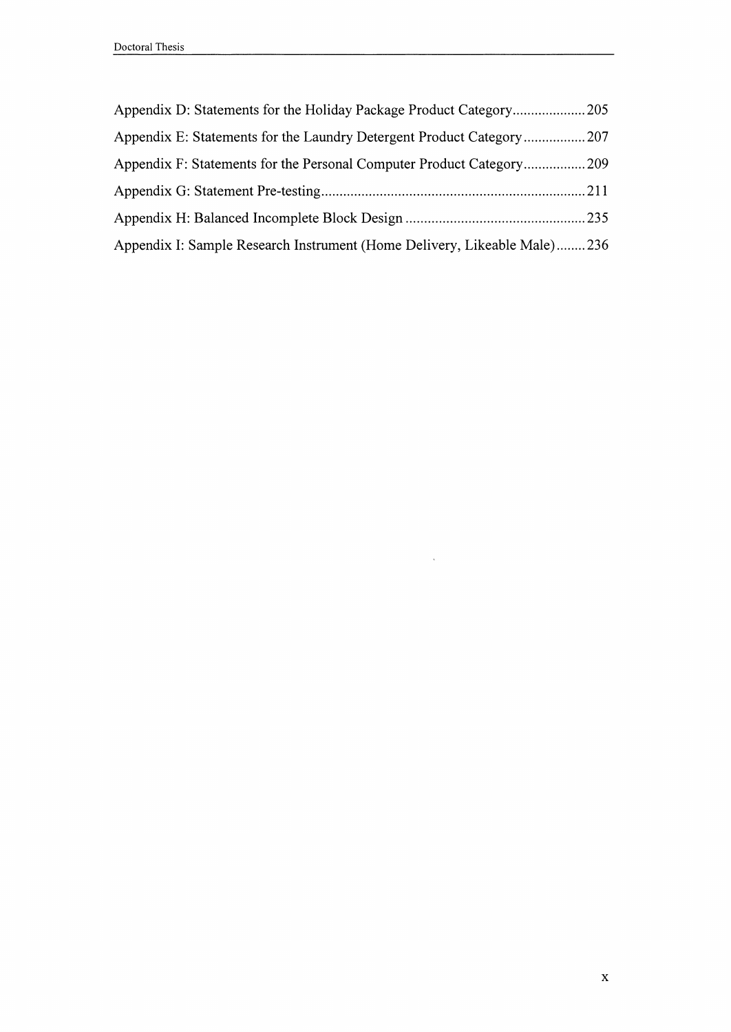Appendix D: Statements for the Holiday Package Product Category.................... 205

Appendix E: Statements for the Laundry Detergent Product Category................. 207

Appendix F: Statements for the Personal Computer Product Category................. 209

Appendix G: Statement Pre-testing........................................................................ 211

Appendix H: Balanced Incomplete Block Design ................................................. 235

Appendix I: Sample Research Instrument (Home Delivery, Likeable Male)........ 236